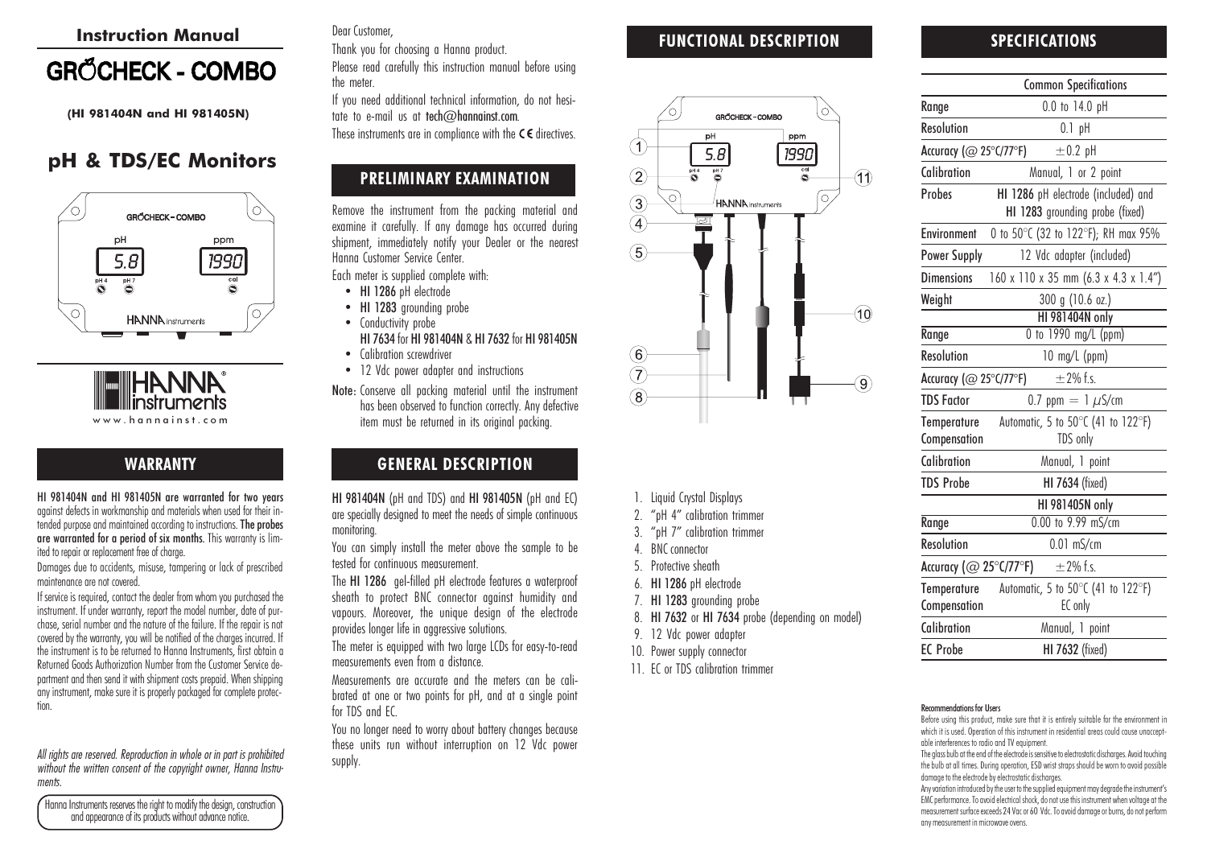## Instruction Manual

# GROCHECK - COMBO

**(HI 981404N and HI 981405N)**

# pH & TDS/EC Monitors

www.hannainst.com

## WARRANTY

**HI 981404N and HI 981405N are warranted for two years** against defects in workmanship and materials when used for their intended purpose and maintained according to instructions. **The probes are warranted for a period of six months.** This warranty is limited to repair or replacement free of charge.

Damages due to accidents, misuse, tampering or lack of prescribed maintenance are not covered.

If service is required, contact the dealer from whom you purchased the instrument. If under warranty, report the model number, date of purchase, serial number and the nature of the failure. If the repair is not covered by the warranty, you will be notified of the charges incurred. If the instrument is to be returned to Hanna Instruments, first obtain a Returned Goods Authorization Number from the Customer Service department and then send it with shipment costs prepaid. When shipping any instrument, make sure it is properly packaged for complete protection.

*All rights are reserved. Reproduction in whole or in part is prohibited without the written consent of the copyright owner, Hanna Instruments.*

Hanna Instruments reserves the right to modify the design, construction and appearance of its products without advance notice.

Dear Customer,

Thank you for choosing a Hanna product.

Please read carefully this instruction manual before using the meter.

If you need additional technical information, do not hesitate to e-mail us at **tech@hannainst.com**.

These instruments are in compliance with the CE directives.

## PRELIMINARY EXAMINATION

Remove the instrument from the packing material and examine it carefully. If any damage has occurred during shipment, immediately notify your Dealer or the nearest Hanna Customer Service Center.

Each meter is supplied complete with:

- **HI 1286** pH electrode
- **HI 1283** grounding probe
- Conductivity probe
  **HI 7634** for **HI 981404N** & **HI 7632** for **HI 981405N**
- Calibration screwdriver
- 12 Vdc power adapter and instructions

Note: Conserve all packing material until the instrument has been observed to function correctly. Any defective item must be returned in its original packing.

## GENERAL DESCRIPTION

**HI 981404N** (pH and TDS) and **HI 981405N** (pH and EC) are specially designed to meet the needs of simple continuous monitoring.

You can simply install the meter above the sample to be tested for continuous measurement.

The **HI 1286** gel-filled pH electrode features a waterproof sheath to protect BNC connector against humidity and vapours. Moreover, the unique design of the electrode provides longer life in aggressive solutions.

The meter is equipped with two large LCDs for easy-to-read measurements even from a distance.

Measurements are accurate and the meters can be calibrated at one or two points for pH, and at a single point for TDS and EC.

You no longer need to worry about battery changes because these units run without interruption on 12 Vdc power supply.

## FUNCTIONAL DESCRIPTION

1. Liquid Crystal Displays
2. "pH 4" calibration trimmer
3. "pH 7" calibration trimmer
4. BNC connector
5. Protective sheath
6. **HI 1286** pH electrode
7. **HI 1283** grounding probe
8. **HI 7632** or **HI 7634** probe (depending on model)
9. 12 Vdc power adapter
10. Power supply connector
11. EC or TDS calibration trimmer

## SPECIFICATIONS

| | Common Specifications |
|---|---|
| Range | 0.0 to 14.0 pH |
| Resolution | 0.1 pH |
| Accuracy (@ 25°C/77°F) | ±0.2 pH |
| Calibration | Manual, 1 or 2 point |
| Probes | **HI 1286** pH electrode (included) and **HI 1283** grounding probe (fixed) |
| Environment | 0 to 50°C (32 to 122°F); RH max 95% |
| Power Supply | 12 Vdc adapter (included) |
| Dimensions | 160 x 110 x 35 mm (6.3 x 4.3 x 1.4") |
| Weight | 300 g (10.6 oz.) |
| | **HI 981404N only** |
| Range | 0 to 1990 mg/L (ppm) |
| Resolution | 10 mg/L (ppm) |
| Accuracy (@ 25°C/77°F) | ±2% f.s. |
| TDS Factor | 0.7 ppm = 1 $\mu$S/cm |
| Temperature Compensation | Automatic, 5 to 50°C (41 to 122°F) TDS only |
| Calibration | Manual, 1 point |
| TDS Probe | **HI 7634** (fixed) |
| | **HI 981405N only** |
| Range | 0.00 to 9.99 mS/cm |
| Resolution | 0.01 mS/cm |
| Accuracy (@ 25°C/77°F) | ±2% f.s. |
| Temperature Compensation | Automatic, 5 to 50°C (41 to 122°F) EC only |
| Calibration | Manual, 1 point |
| EC Probe | **HI 7632** (fixed) |

**Recommendations for Users**

Before using this product, make sure that it is entirely suitable for the environment in which it is used. Operation of this instrument in residential areas could cause unacceptable interferences to radio and TV equipment.

The glass bulb at the end of the electrode is sensitive to electrostatic discharges. Avoid touching the bulb at all times. During operation, ESD wrist straps should be worn to avoid possible damage to the electrode by electrostatic discharges.

Any variation introduced by the user to the supplied equipment may degrade the instrument's EMC performance. To avoid electrical shock, do not use this instrument when voltage at the measurement surface exceeds 24 Vac or 60 Vdc. To avoid damage or burns, do not perform any measurement in microwave ovens.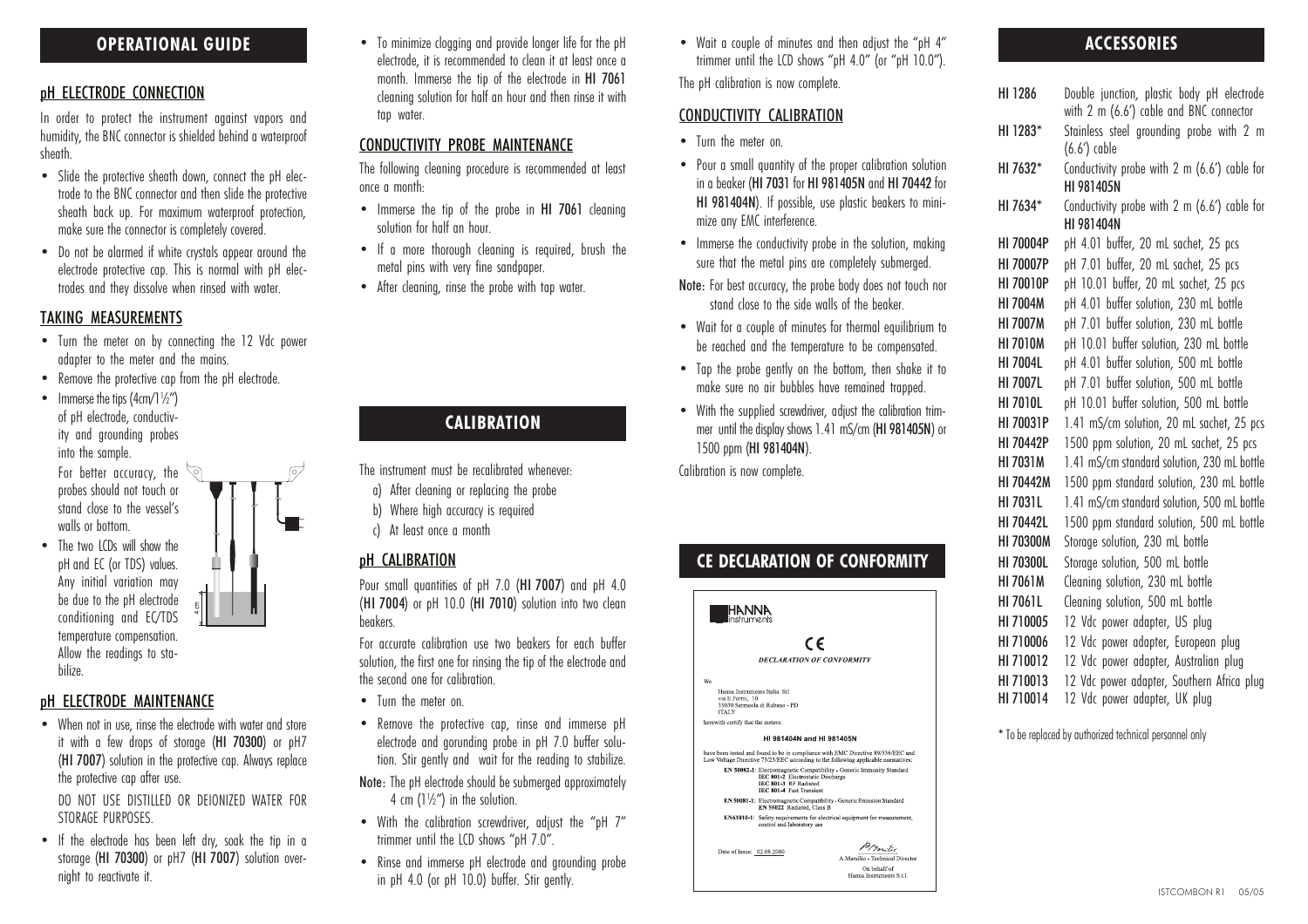## OPERATIONAL GUIDE

### pH ELECTRODE CONNECTION

In order to protect the instrument against vapors and humidity, the BNC connector is shielded behind a waterproof sheath.

- Slide the protective sheath down, connect the pH electrode to the BNC connector and then slide the protective sheath back up. For maximum waterproof protection, make sure the connector is completely covered.
- Do not be alarmed if white crystals appear around the electrode protective cap. This is normal with pH electrodes and they dissolve when rinsed with water.

### TAKING MEASUREMENTS

- Turn the meter on by connecting the 12 Vdc power adapter to the meter and the mains.
- Remove the protective cap from the pH electrode.
- Immerse the tips (4cm/1½") of pH electrode, conductivity and grounding probes into the sample.

  For better accuracy, the probes should not touch or stand close to the vessel's walls or bottom.
- The two LCDs will show the pH and EC (or TDS) values. Any initial variation may be due to the pH electrode conditioning and EC/TDS temperature compensation. Allow the readings to stabilize.

4 cm

### pH ELECTRODE MAINTENANCE

- When not in use, rinse the electrode with water and store it with a few drops of storage (**HI 70300**) or pH7 (**HI 7007**) solution in the protective cap. Always replace the protective cap after use.

  DO NOT USE DISTILLED OR DEIONIZED WATER FOR STORAGE PURPOSES.
- If the electrode has been left dry, soak the tip in a storage (**HI 70300**) or pH7 (**HI 7007**) solution overnight to reactivate it.
- To minimize clogging and provide longer life for the pH electrode, it is recommended to clean it at least once a month. Immerse the tip of the electrode in **HI 7061** cleaning solution for half an hour and then rinse it with tap water.

### CONDUCTIVITY PROBE MAINTENANCE

The following cleaning procedure is recommended at least once a month:

- Immerse the tip of the probe in **HI 7061** cleaning solution for half an hour.
- If a more thorough cleaning is required, brush the metal pins with very fine sandpaper.
- After cleaning, rinse the probe with tap water.

## CALIBRATION

The instrument must be recalibrated whenever:

a) After cleaning or replacing the probe
b) Where high accuracy is required
c) At least once a month

### pH CALIBRATION

Pour small quantities of pH 7.0 (**HI 7007**) and pH 4.0 (**HI 7004**) or pH 10.0 (**HI 7010**) solution into two clean beakers.

For accurate calibration use two beakers for each buffer solution, the first one for rinsing the tip of the electrode and the second one for calibration.

- Turn the meter on.
- Remove the protective cap, rinse and immerse pH electrode and gorunding probe in pH 7.0 buffer solution. Stir gently and wait for the reading to stabilize.

Note: The pH electrode should be submerged approximately 4 cm (1½") in the solution.

- With the calibration screwdriver, adjust the "pH 7" trimmer until the LCD shows "pH 7.0".
- Rinse and immerse pH electrode and grounding probe in pH 4.0 (or pH 10.0) buffer. Stir gently.
- Wait a couple of minutes and then adjust the "pH 4" trimmer until the LCD shows "pH 4.0" (or "pH 10.0").

The pH calibration is now complete.

### CONDUCTIVITY CALIBRATION

- Turn the meter on.
- Pour a small quantity of the proper calibration solution in a beaker (**HI 7031** for **HI 981405N** and **HI 70442** for **HI 981404N**). If possible, use plastic beakers to minimize any EMC interference.
- Immerse the conductivity probe in the solution, making sure that the metal pins are completely submerged.

Note: For best accuracy, the probe body does not touch nor stand close to the side walls of the beaker.

- Wait for a couple of minutes for thermal equilibrium to be reached and the temperature to be compensated.
- Tap the probe gently on the bottom, then shake it to make sure no air bubbles have remained trapped.
- With the supplied screwdriver, adjust the calibration trimmer until the display shows 1.41 mS/cm (**HI 981405N**) or 1500 ppm (**HI 981404N**).

Calibration is now complete.

## CE DECLARATION OF CONFORMITY

HANNA instruments

CE

*DECLARATION OF CONFORMITY*

We

Hanna Instruments Italia Srl
via E.Fermi, 10
35030 Sarmeola di Rubano - PD
ITALY

herewith certify that the meters:

**HI 981404N and HI 981405N**

have been tested and found to be in compliance with EMC Directive 89/336/EEC and Low Voltage Directive 73/23/EEC according to the following applicable normatives:

**EN 50082-1:** Electromagnetic Compatibility - Generic Immunity Standard
IEC 801-2 Electrostatic Discharge
IEC 801-3 RF Radiated
IEC 801-4 Fast Transient

**EN 50081-1:** Electromagnetic Compatibility - Generic Emission Standard
EN 55022 Radiated, Class B

**EN61010-1:** Safety requirements for electrical equipment for measurement, control and laboratory use

Date of Issue: 02.08.2000

A.Marsilio - Technical Director
On behalf of
Hanna Instruments S.r.l.

## ACCESSORIES

| | |
|---|---|
| **HI 1286** | Double junction, plastic body pH electrode with 2 m (6.6') cable and BNC connector |
| **HI 1283*** | Stainless steel grounding probe with 2 m (6.6') cable |
| **HI 7632*** | Conductivity probe with 2 m (6.6') cable for **HI 981405N** |
| **HI 7634*** | Conductivity probe with 2 m (6.6') cable for **HI 981404N** |
| **HI 70004P** | pH 4.01 buffer, 20 mL sachet, 25 pcs |
| **HI 70007P** | pH 7.01 buffer, 20 mL sachet, 25 pcs |
| **HI 70010P** | pH 10.01 buffer, 20 mL sachet, 25 pcs |
| **HI 7004M** | pH 4.01 buffer solution, 230 mL bottle |
| **HI 7007M** | pH 7.01 buffer solution, 230 mL bottle |
| **HI 7010M** | pH 10.01 buffer solution, 230 mL bottle |
| **HI 7004L** | pH 4.01 buffer solution, 500 mL bottle |
| **HI 7007L** | pH 7.01 buffer solution, 500 mL bottle |
| **HI 7010L** | pH 10.01 buffer solution, 500 mL bottle |
| **HI 70031P** | 1.41 mS/cm solution, 20 mL sachet, 25 pcs |
| **HI 70442P** | 1500 ppm solution, 20 mL sachet, 25 pcs |
| **HI 7031M** | 1.41 mS/cm standard solution, 230 mL bottle |
| **HI 70442M** | 1500 ppm standard solution, 230 mL bottle |
| **HI 7031L** | 1.41 mS/cm standard solution, 500 mL bottle |
| **HI 70442L** | 1500 ppm standard solution, 500 mL bottle |
| **HI 70300M** | Storage solution, 230 mL bottle |
| **HI 70300L** | Storage solution, 500 mL bottle |
| **HI 7061M** | Cleaning solution, 230 mL bottle |
| **HI 7061L** | Cleaning solution, 500 mL bottle |
| **HI 710005** | 12 Vdc power adapter, US plug |
| **HI 710006** | 12 Vdc power adapter, European plug |
| **HI 710012** | 12 Vdc power adapter, Australian plug |
| **HI 710013** | 12 Vdc power adapter, Southern Africa plug |
| **HI 710014** | 12 Vdc power adapter, UK plug |

* To be replaced by authorized technical personnel only

ISTCOMBON R1 05/05